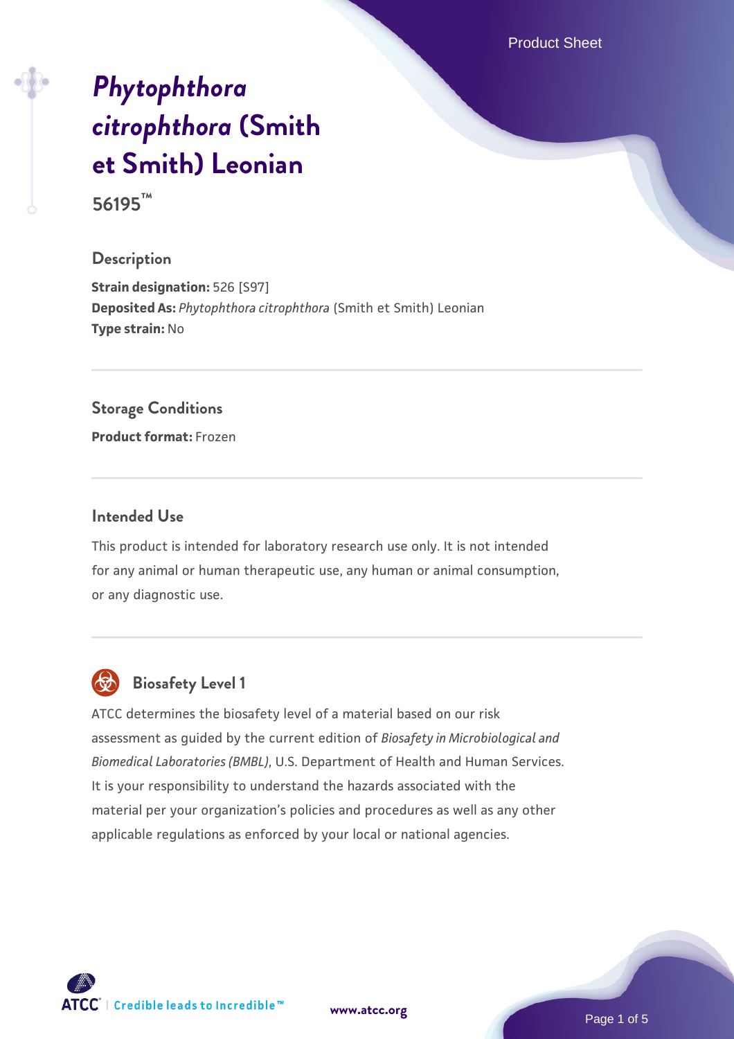# *Phytophthora citrophthora* (Smith et Smith) Leonian

**56195™**

## Description

**Strain designation:** 526 [S97]
**Deposited As:** *Phytophthora citrophthora* (Smith et Smith) Leonian
**Type strain:** No

## Storage Conditions

**Product format:** Frozen

## Intended Use

This product is intended for laboratory research use only. It is not intended for any animal or human therapeutic use, any human or animal consumption, or any diagnostic use.

## Biosafety Level 1

ATCC determines the biosafety level of a material based on our risk assessment as guided by the current edition of *Biosafety in Microbiological and Biomedical Laboratories (BMBL)*, U.S. Department of Health and Human Services. It is your responsibility to understand the hazards associated with the material per your organization's policies and procedures as well as any other applicable regulations as enforced by your local or national agencies.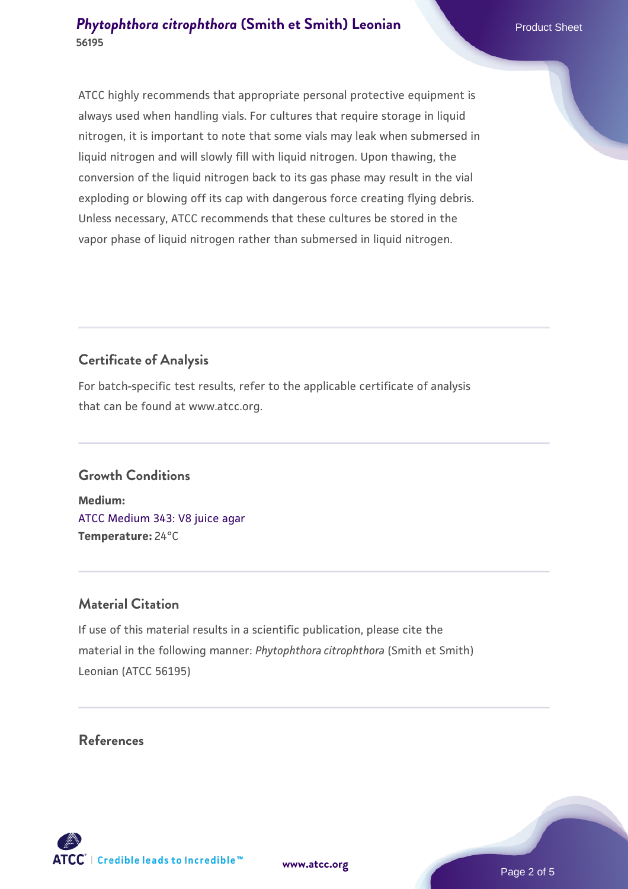ATCC highly recommends that appropriate personal protective equipment is always used when handling vials. For cultures that require storage in liquid nitrogen, it is important to note that some vials may leak when submersed in liquid nitrogen and will slowly fill with liquid nitrogen. Upon thawing, the conversion of the liquid nitrogen back to its gas phase may result in the vial exploding or blowing off its cap with dangerous force creating flying debris. Unless necessary, ATCC recommends that these cultures be stored in the vapor phase of liquid nitrogen rather than submersed in liquid nitrogen.

## Certificate of Analysis

For batch-specific test results, refer to the applicable certificate of analysis that can be found at www.atcc.org.

## Growth Conditions

**Medium:**
ATCC Medium 343: V8 juice agar
**Temperature:** 24°C

## Material Citation

If use of this material results in a scientific publication, please cite the material in the following manner: *Phytophthora citrophthora* (Smith et Smith) Leonian (ATCC 56195)

## References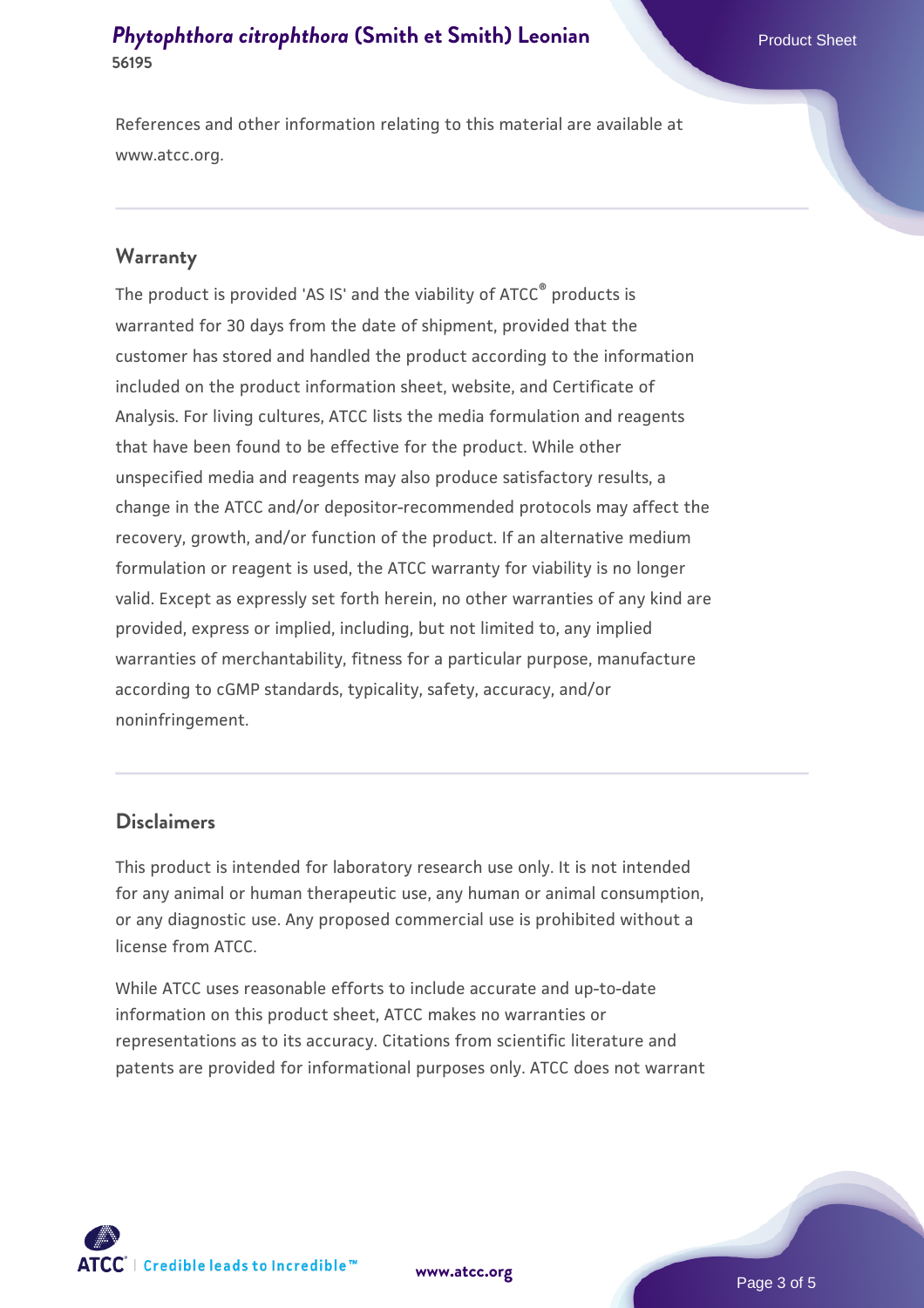References and other information relating to this material are available at www.atcc.org.

## Warranty

The product is provided 'AS IS' and the viability of ATCC® products is warranted for 30 days from the date of shipment, provided that the customer has stored and handled the product according to the information included on the product information sheet, website, and Certificate of Analysis. For living cultures, ATCC lists the media formulation and reagents that have been found to be effective for the product. While other unspecified media and reagents may also produce satisfactory results, a change in the ATCC and/or depositor-recommended protocols may affect the recovery, growth, and/or function of the product. If an alternative medium formulation or reagent is used, the ATCC warranty for viability is no longer valid. Except as expressly set forth herein, no other warranties of any kind are provided, express or implied, including, but not limited to, any implied warranties of merchantability, fitness for a particular purpose, manufacture according to cGMP standards, typicality, safety, accuracy, and/or noninfringement.

## Disclaimers

This product is intended for laboratory research use only. It is not intended for any animal or human therapeutic use, any human or animal consumption, or any diagnostic use. Any proposed commercial use is prohibited without a license from ATCC.

While ATCC uses reasonable efforts to include accurate and up-to-date information on this product sheet, ATCC makes no warranties or representations as to its accuracy. Citations from scientific literature and patents are provided for informational purposes only. ATCC does not warrant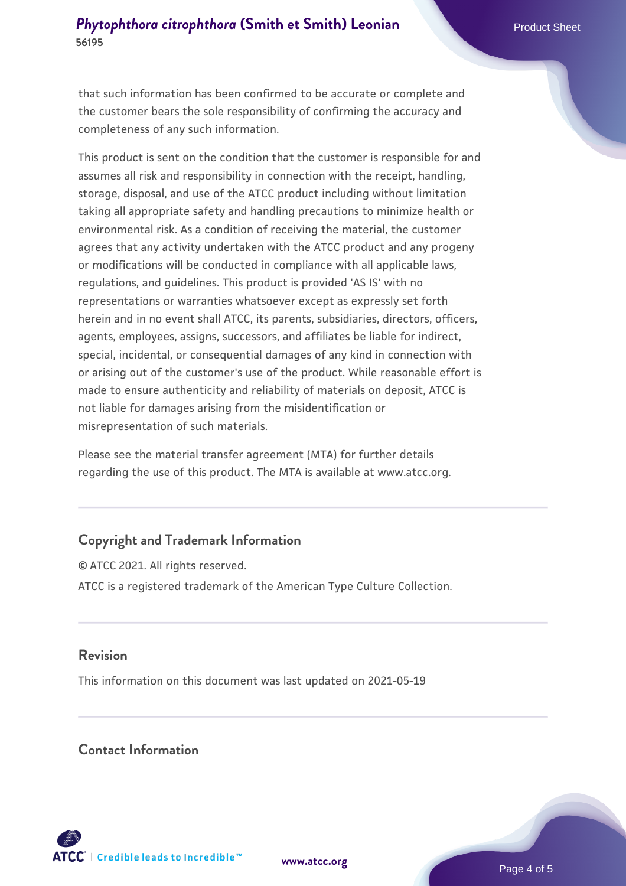that such information has been confirmed to be accurate or complete and the customer bears the sole responsibility of confirming the accuracy and completeness of any such information.

This product is sent on the condition that the customer is responsible for and assumes all risk and responsibility in connection with the receipt, handling, storage, disposal, and use of the ATCC product including without limitation taking all appropriate safety and handling precautions to minimize health or environmental risk. As a condition of receiving the material, the customer agrees that any activity undertaken with the ATCC product and any progeny or modifications will be conducted in compliance with all applicable laws, regulations, and guidelines. This product is provided 'AS IS' with no representations or warranties whatsoever except as expressly set forth herein and in no event shall ATCC, its parents, subsidiaries, directors, officers, agents, employees, assigns, successors, and affiliates be liable for indirect, special, incidental, or consequential damages of any kind in connection with or arising out of the customer's use of the product. While reasonable effort is made to ensure authenticity and reliability of materials on deposit, ATCC is not liable for damages arising from the misidentification or misrepresentation of such materials.

Please see the material transfer agreement (MTA) for further details regarding the use of this product. The MTA is available at www.atcc.org.

## Copyright and Trademark Information

© ATCC 2021. All rights reserved.

ATCC is a registered trademark of the American Type Culture Collection.

## Revision

This information on this document was last updated on 2021-05-19

## Contact Information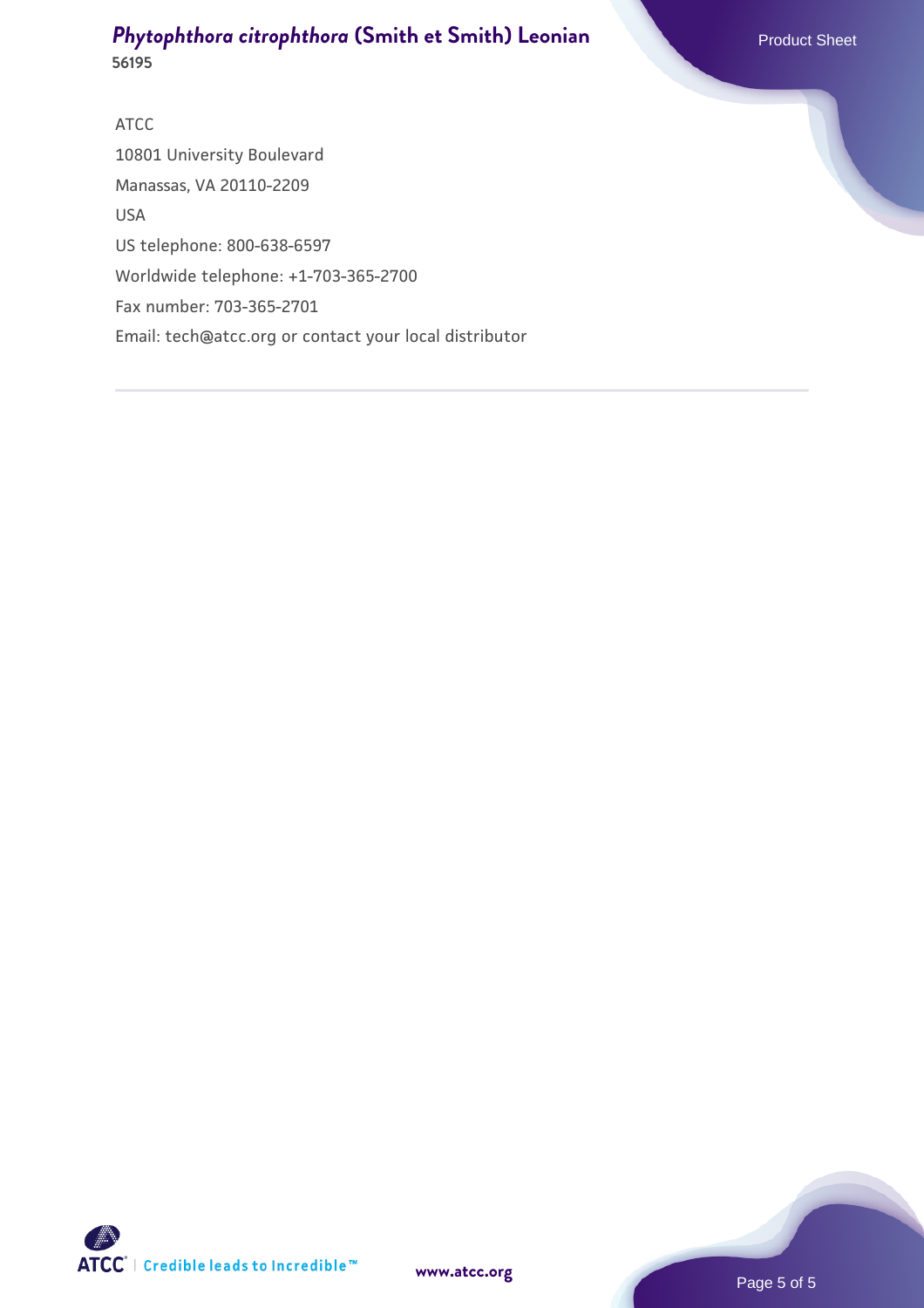ATCC

10801 University Boulevard

Manassas, VA 20110-2209

USA

US telephone: 800-638-6597

Worldwide telephone: +1-703-365-2700

Fax number: 703-365-2701

Email: tech@atcc.org or contact your local distributor